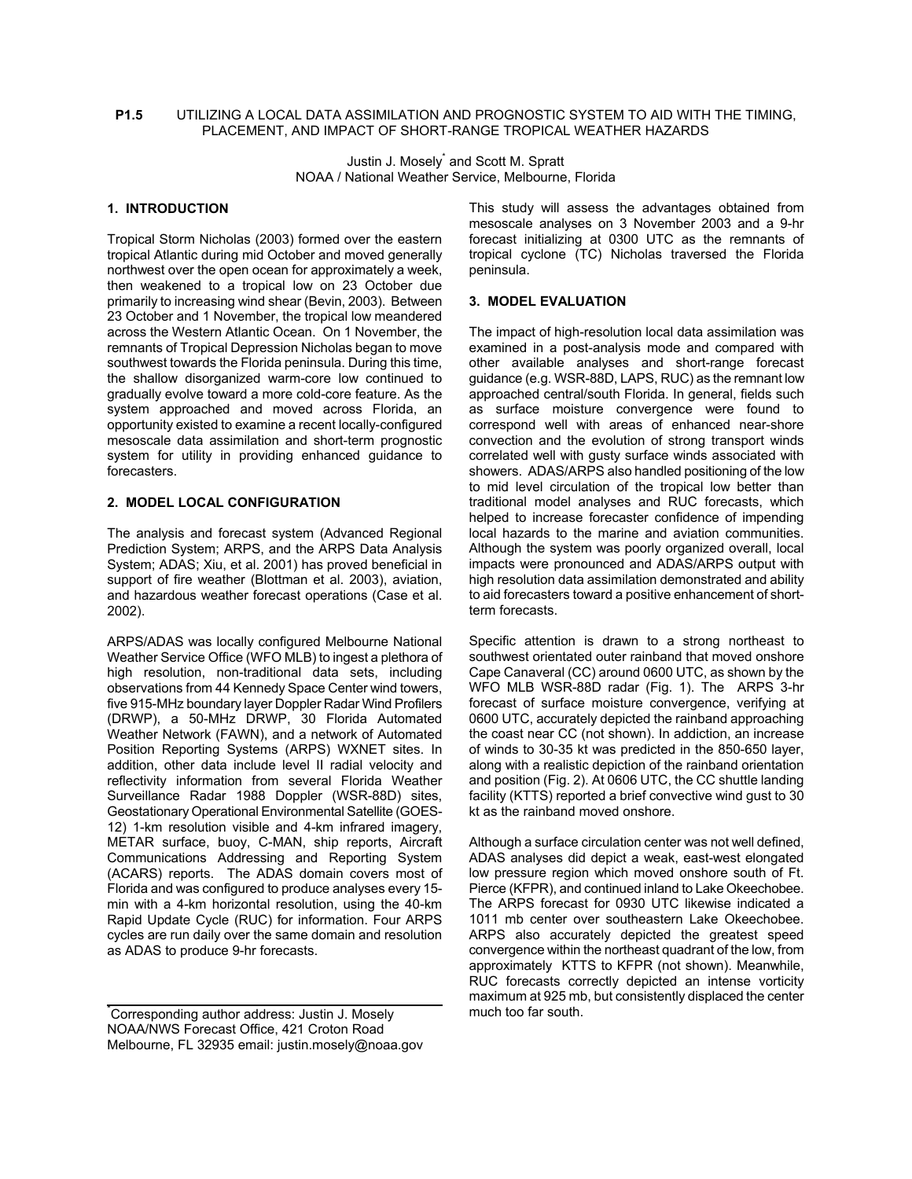**P1.5** UTILIZING A LOCAL DATA ASSIMILATION AND PROGNOSTIC SYSTEM TO AID WITH THE TIMING, PLACEMENT, AND IMPACT OF SHORT-RANGE TROPICAL WEATHER HAZARDS

Justin J. Mosely* and Scott M. Spratt
NOAA / National Weather Service, Melbourne, Florida

## 1. INTRODUCTION

Tropical Storm Nicholas (2003) formed over the eastern tropical Atlantic during mid October and moved generally northwest over the open ocean for approximately a week, then weakened to a tropical low on 23 October due primarily to increasing wind shear (Bevin, 2003). Between 23 October and 1 November, the tropical low meandered across the Western Atlantic Ocean. On 1 November, the remnants of Tropical Depression Nicholas began to move southwest towards the Florida peninsula. During this time, the shallow disorganized warm-core low continued to gradually evolve toward a more cold-core feature. As the system approached and moved across Florida, an opportunity existed to examine a recent locally-configured mesoscale data assimilation and short-term prognostic system for utility in providing enhanced guidance to forecasters.

## 2. MODEL LOCAL CONFIGURATION

The analysis and forecast system (Advanced Regional Prediction System; ARPS, and the ARPS Data Analysis System; ADAS; Xiu, et al. 2001) has proved beneficial in support of fire weather (Blottman et al. 2003), aviation, and hazardous weather forecast operations (Case et al. 2002).

ARPS/ADAS was locally configured Melbourne National Weather Service Office (WFO MLB) to ingest a plethora of high resolution, non-traditional data sets, including observations from 44 Kennedy Space Center wind towers, five 915-MHz boundary layer Doppler Radar Wind Profilers (DRWP), a 50-MHz DRWP, 30 Florida Automated Weather Network (FAWN), and a network of Automated Position Reporting Systems (ARPS) WXNET sites. In addition, other data include level II radial velocity and reflectivity information from several Florida Weather Surveillance Radar 1988 Doppler (WSR-88D) sites, Geostationary Operational Environmental Satellite (GOES-12) 1-km resolution visible and 4-km infrared imagery, METAR surface, buoy, C-MAN, ship reports, Aircraft Communications Addressing and Reporting System (ACARS) reports. The ADAS domain covers most of Florida and was configured to produce analyses every 15-min with a 4-km horizontal resolution, using the 40-km Rapid Update Cycle (RUC) for information. Four ARPS cycles are run daily over the same domain and resolution as ADAS to produce 9-hr forecasts.

This study will assess the advantages obtained from mesoscale analyses on 3 November 2003 and a 9-hr forecast initializing at 0300 UTC as the remnants of tropical cyclone (TC) Nicholas traversed the Florida peninsula.

## 3. MODEL EVALUATION

The impact of high-resolution local data assimilation was examined in a post-analysis mode and compared with other available analyses and short-range forecast guidance (e.g. WSR-88D, LAPS, RUC) as the remnant low approached central/south Florida. In general, fields such as surface moisture convergence were found to correspond well with areas of enhanced near-shore convection and the evolution of strong transport winds correlated well with gusty surface winds associated with showers. ADAS/ARPS also handled positioning of the low to mid level circulation of the tropical low better than traditional model analyses and RUC forecasts, which helped to increase forecaster confidence of impending local hazards to the marine and aviation communities. Although the system was poorly organized overall, local impacts were pronounced and ADAS/ARPS output with high resolution data assimilation demonstrated and ability to aid forecasters toward a positive enhancement of short-term forecasts.

Specific attention is drawn to a strong northeast to southwest orientated outer rainband that moved onshore Cape Canaveral (CC) around 0600 UTC, as shown by the WFO MLB WSR-88D radar (Fig. 1). The ARPS 3-hr forecast of surface moisture convergence, verifying at 0600 UTC, accurately depicted the rainband approaching the coast near CC (not shown). In addiction, an increase of winds to 30-35 kt was predicted in the 850-650 layer, along with a realistic depiction of the rainband orientation and position (Fig. 2). At 0606 UTC, the CC shuttle landing facility (KTTS) reported a brief convective wind gust to 30 kt as the rainband moved onshore.

Although a surface circulation center was not well defined, ADAS analyses did depict a weak, east-west elongated low pressure region which moved onshore south of Ft. Pierce (KFPR), and continued inland to Lake Okeechobee. The ARPS forecast for 0930 UTC likewise indicated a 1011 mb center over southeastern Lake Okeechobee. ARPS also accurately depicted the greatest speed convergence within the northeast quadrant of the low, from approximately KTTS to KFPR (not shown). Meanwhile, RUC forecasts correctly depicted an intense vorticity maximum at 925 mb, but consistently displaced the center much too far south.

---

*Corresponding author address: Justin J. Mosely NOAA/NWS Forecast Office, 421 Croton Road Melbourne, FL 32935 email: justin.mosely@noaa.gov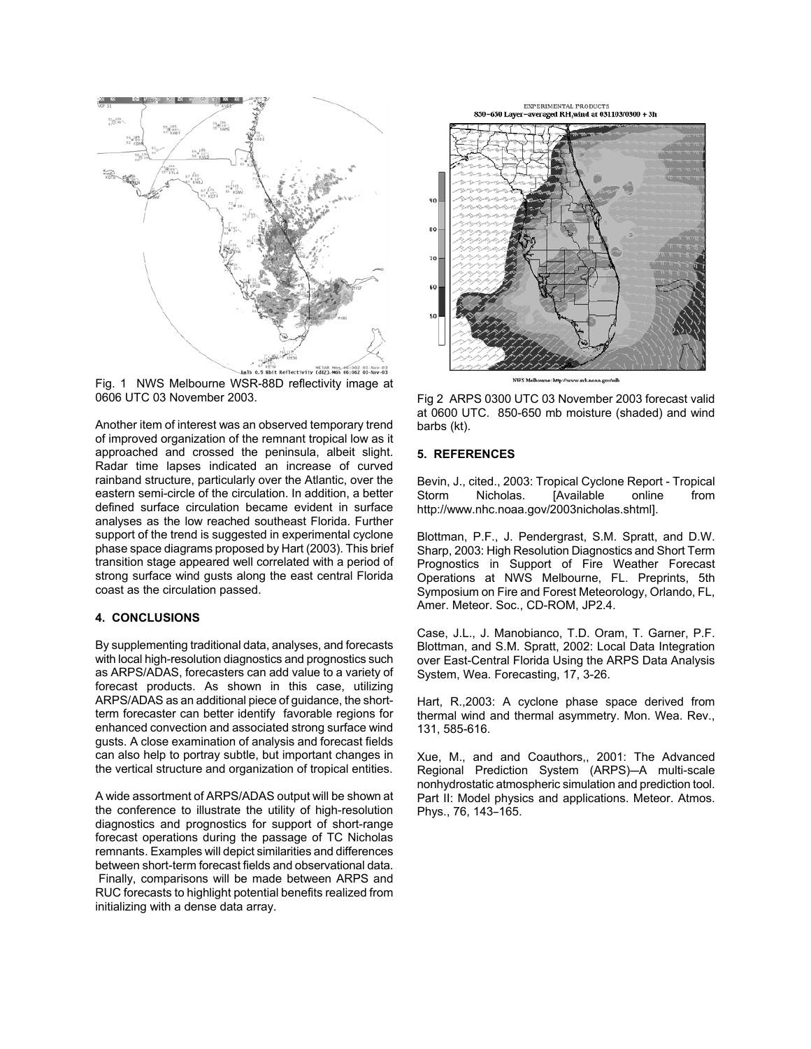Fig. 1 NWS Melbourne WSR-88D reflectivity image at 0606 UTC 03 November 2003.

Another item of interest was an observed temporary trend of improved organization of the remnant tropical low as it approached and crossed the peninsula, albeit slight. Radar time lapses indicated an increase of curved rainband structure, particularly over the Atlantic, over the eastern semi-circle of the circulation. In addition, a better defined surface circulation became evident in surface analyses as the low reached southeast Florida. Further support of the trend is suggested in experimental cyclone phase space diagrams proposed by Hart (2003). This brief transition stage appeared well correlated with a period of strong surface wind gusts along the east central Florida coast as the circulation passed.

## 4. CONCLUSIONS

By supplementing traditional data, analyses, and forecasts with local high-resolution diagnostics and prognostics such as ARPS/ADAS, forecasters can add value to a variety of forecast products. As shown in this case, utilizing ARPS/ADAS as an additional piece of guidance, the short-term forecaster can better identify favorable regions for enhanced convection and associated strong surface wind gusts. A close examination of analysis and forecast fields can also help to portray subtle, but important changes in the vertical structure and organization of tropical entities.

A wide assortment of ARPS/ADAS output will be shown at the conference to illustrate the utility of high-resolution diagnostics and prognostics for support of short-range forecast operations during the passage of TC Nicholas remnants. Examples will depict similarities and differences between short-term forecast fields and observational data. Finally, comparisons will be made between ARPS and RUC forecasts to highlight potential benefits realized from initializing with a dense data array.

EXPERIMENTAL PRODUCTS
850-650 Layer-averaged RH,wind at 031103/0300 + 3h

90
80
70
60
50

NWS Melbourne: http://www.srh.noaa.gov/mlb

Fig 2 ARPS 0300 UTC 03 November 2003 forecast valid at 0600 UTC. 850-650 mb moisture (shaded) and wind barbs (kt).

## 5. REFERENCES

Bevin, J., cited., 2003: Tropical Cyclone Report - Tropical Storm Nicholas. [Available online from http://www.nhc.noaa.gov/2003nicholas.shtml].

Blottman, P.F., J. Pendergrast, S.M. Spratt, and D.W. Sharp, 2003: High Resolution Diagnostics and Short Term Prognostics in Support of Fire Weather Forecast Operations at NWS Melbourne, FL. Preprints, 5th Symposium on Fire and Forest Meteorology, Orlando, FL, Amer. Meteor. Soc., CD-ROM, JP2.4.

Case, J.L., J. Manobianco, T.D. Oram, T. Garner, P.F. Blottman, and S.M. Spratt, 2002: Local Data Integration over East-Central Florida Using the ARPS Data Analysis System, Wea. Forecasting, 17, 3-26.

Hart, R.,2003: A cyclone phase space derived from thermal wind and thermal asymmetry. Mon. Wea. Rev., 131, 585-616.

Xue, M., and and Coauthors,, 2001: The Advanced Regional Prediction System (ARPS)—A multi-scale nonhydrostatic atmospheric simulation and prediction tool. Part II: Model physics and applications. Meteor. Atmos. Phys., 76, 143–165.